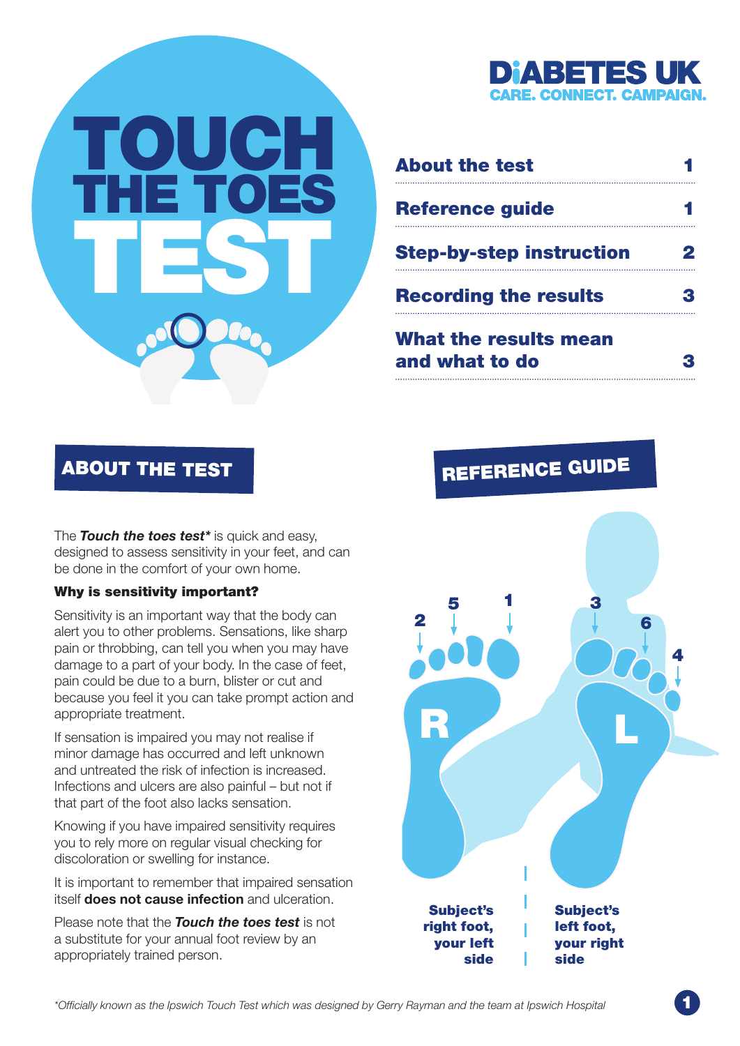# TOUCH THE TOES TEST

DIABETES UK
CARE. CONNECT. CAMPAIGN.

| | |
|---|---|
| About the test | 1 |
| Reference guide | 1 |
| Step-by-step instruction | 2 |
| Recording the results | 3 |
| What the results mean and what to do | 3 |

## ABOUT THE TEST

The ***Touch the toes test**** is quick and easy, designed to assess sensitivity in your feet, and can be done in the comfort of your own home.

**Why is sensitivity important?**

Sensitivity is an important way that the body can alert you to other problems. Sensations, like sharp pain or throbbing, can tell you when you may have damage to a part of your body. In the case of feet, pain could be due to a burn, blister or cut and because you feel it you can take prompt action and appropriate treatment.

If sensation is impaired you may not realise if minor damage has occurred and left unknown and untreated the risk of infection is increased. Infections and ulcers are also painful – but not if that part of the foot also lacks sensation.

Knowing if you have impaired sensitivity requires you to rely more on regular visual checking for discoloration or swelling for instance.

It is important to remember that impaired sensation itself **does not cause infection** and ulceration.

Please note that the ***Touch the toes test*** is not a substitute for your annual foot review by an appropriately trained person.

## REFERENCE GUIDE

2 5 1 R 3 6 4 L

**Subject's right foot, your left side** | **Subject's left foot, your right side**

*Officially known as the Ipswich Touch Test which was designed by Gerry Rayman and the team at Ipswich Hospital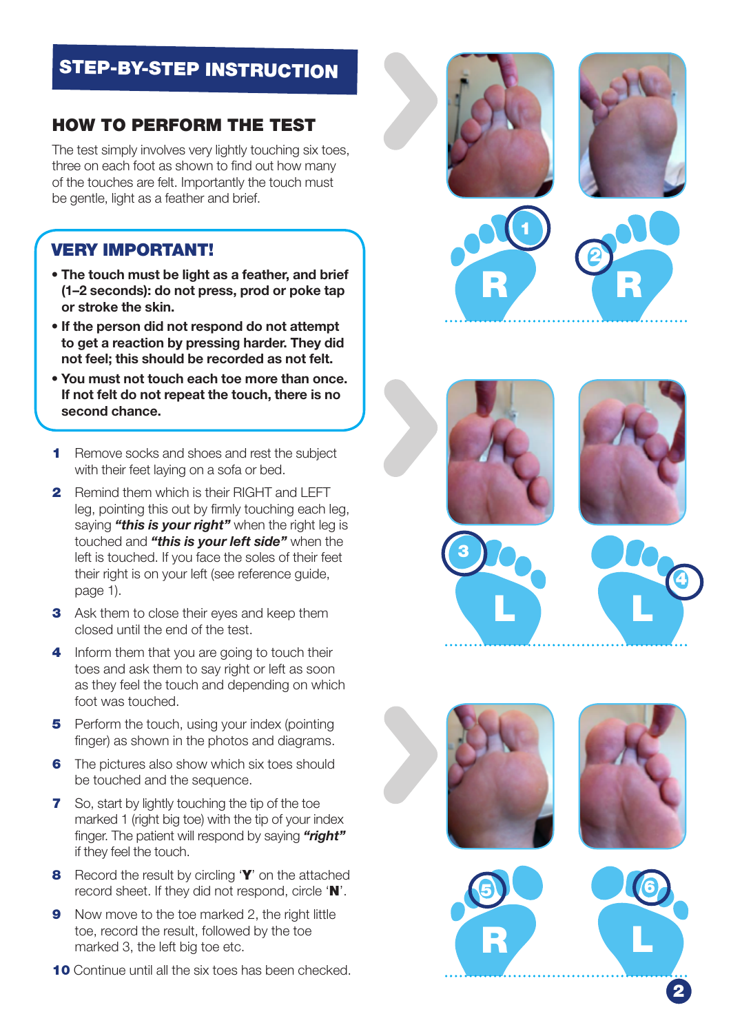# STEP-BY-STEP INSTRUCTION

## HOW TO PERFORM THE TEST

The test simply involves very lightly touching six toes, three on each foot as shown to find out how many of the touches are felt. Importantly the touch must be gentle, light as a feather and brief.

### VERY IMPORTANT!

- **The touch must be light as a feather, and brief (1–2 seconds): do not press, prod or poke tap or stroke the skin.**
- **If the person did not respond do not attempt to get a reaction by pressing harder. They did not feel; this should be recorded as not felt.**
- **You must not touch each toe more than once. If not felt do not repeat the touch, there is no second chance.**

1. Remove socks and shoes and rest the subject with their feet laying on a sofa or bed.
2. Remind them which is their RIGHT and LEFT leg, pointing this out by firmly touching each leg, saying ***"this is your right"*** when the right leg is touched and ***"this is your left side"*** when the left is touched. If you face the soles of their feet their right is on your left (see reference guide, page 1).
3. Ask them to close their eyes and keep them closed until the end of the test.
4. Inform them that you are going to touch their toes and ask them to say right or left as soon as they feel the touch and depending on which foot was touched.
5. Perform the touch, using your index (pointing finger) as shown in the photos and diagrams.
6. The pictures also show which six toes should be touched and the sequence.
7. So, start by lightly touching the tip of the toe marked 1 (right big toe) with the tip of your index finger. The patient will respond by saying ***"right"*** if they feel the touch.
8. Record the result by circling '**Y**' on the attached record sheet. If they did not respond, circle '**N**'.
9. Now move to the toe marked 2, the right little toe, record the result, followed by the toe marked 3, the left big toe etc.
10. Continue until all the six toes has been checked.

1 R  2 R

3 L  4 L

5 R  6 L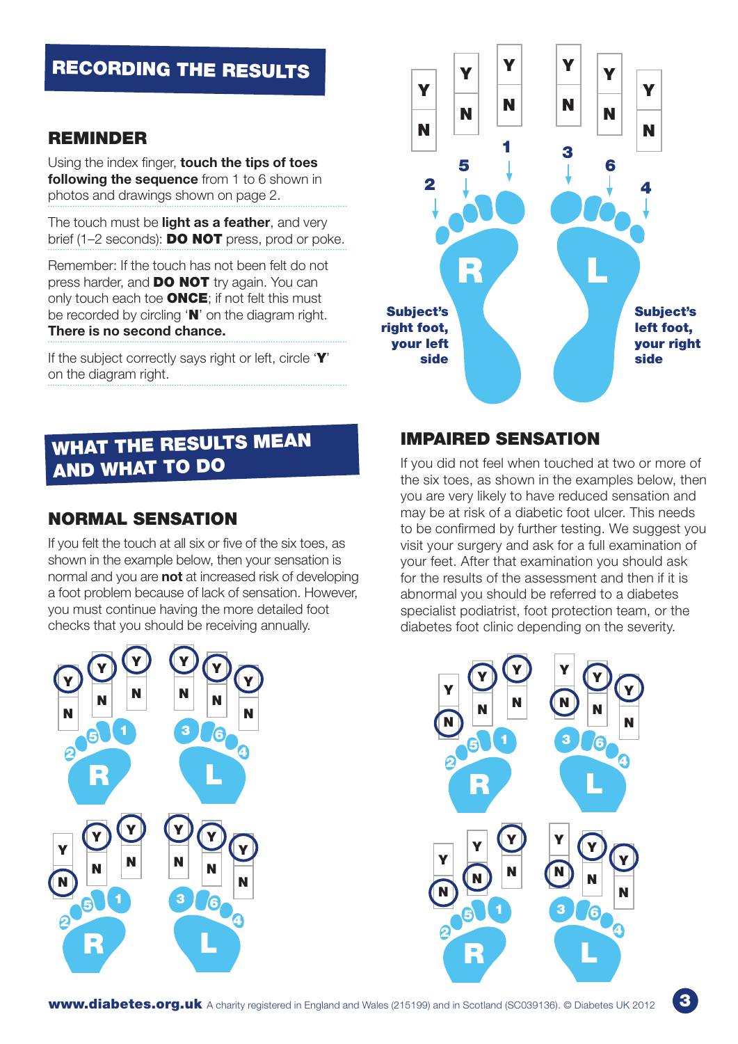## RECORDING THE RESULTS

### REMINDER

Using the index finger, **touch the tips of toes following the sequence** from 1 to 6 shown in photos and drawings shown on page 2.

The touch must be **light as a feather**, and very brief (1–2 seconds): **DO NOT** press, prod or poke.

Remember: If the touch has not been felt do not press harder, and **DO NOT** try again. You can only touch each toe **ONCE**; if not felt this must be recorded by circling '**N**' on the diagram right. **There is no second chance.**

If the subject correctly says right or left, circle '**Y**' on the diagram right.

Y N Y N Y N Y N Y N Y N

2 5 1 3 6 4

R L

**Subject's right foot, your left side**

**Subject's left foot, your right side**

## WHAT THE RESULTS MEAN AND WHAT TO DO

### NORMAL SENSATION

If you felt the touch at all six or five of the six toes, as shown in the example below, then your sensation is normal and you are **not** at increased risk of developing a foot problem because of lack of sensation. However, you must continue having the more detailed foot checks that you should be receiving annually.

### IMPAIRED SENSATION

If you did not feel when touched at two or more of the six toes, as shown in the examples below, then you are very likely to have reduced sensation and may be at risk of a diabetic foot ulcer. This needs to be confirmed by further testing. We suggest you visit your surgery and ask for a full examination of your feet. After that examination you should ask for the results of the assessment and then if it is abnormal you should be referred to a diabetes specialist podiatrist, foot protection team, or the diabetes foot clinic depending on the severity.

**www.diabetes.org.uk** A charity registered in England and Wales (215199) and in Scotland (SC039136). © Diabetes UK 2012